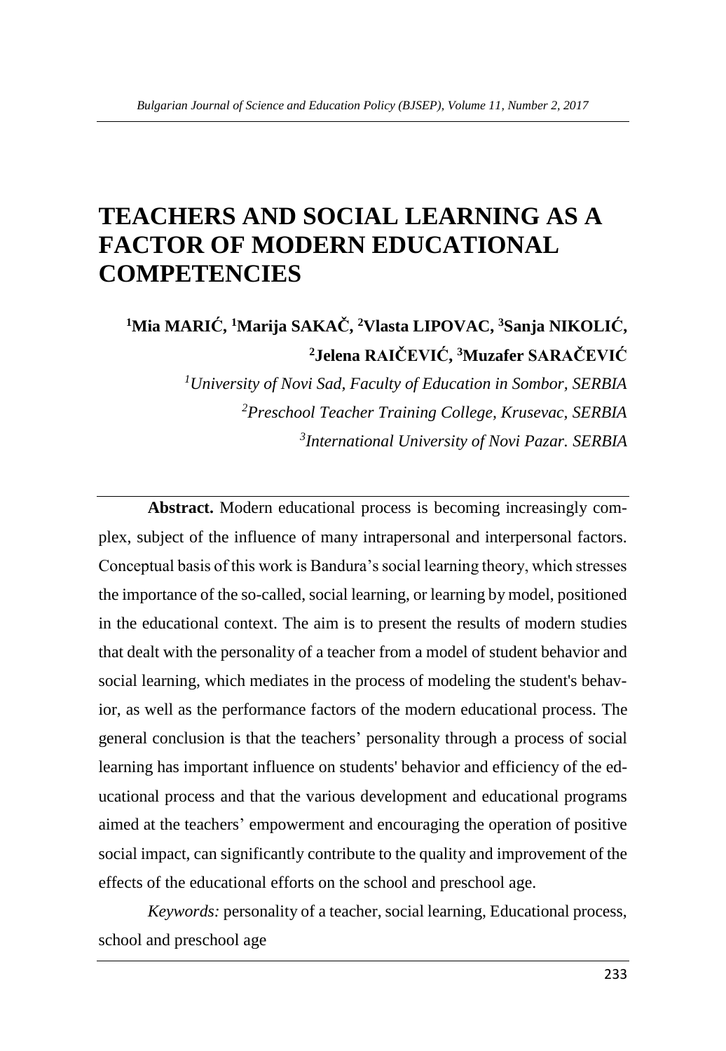# TEACHERS AND SOCIAL LEARNING AS A FACTOR OF MODERN EDUCATIONAL COMPETENCIES

**[1]Mia MARIĆ, [1]Marija SAKAČ, [2]Vlasta LIPOVAC, [3]Sanja NIKOLIĆ, [2]Jelena RAIČEVIĆ, [3]Muzafer SARAČEVIĆ**

*[1]University of Novi Sad, Faculty of Education in Sombor, SERBIA*

*[2]Preschool Teacher Training College, Krusevac, SERBIA*

*[3]International University of Novi Pazar. SERBIA*

---

**Abstract.** Modern educational process is becoming increasingly complex, subject of the influence of many intrapersonal and interpersonal factors. Conceptual basis of this work is Bandura's social learning theory, which stresses the importance of the so-called, social learning, or learning by model, positioned in the educational context. The aim is to present the results of modern studies that dealt with the personality of a teacher from a model of student behavior and social learning, which mediates in the process of modeling the student's behavior, as well as the performance factors of the modern educational process. The general conclusion is that the teachers' personality through a process of social learning has important influence on students' behavior and efficiency of the educational process and that the various development and educational programs aimed at the teacherś' empowerment and encouraging the operation of positive social impact, can significantly contribute to the quality and improvement of the effects of the educational efforts on the school and preschool age.

*Keywords:* personality of a teacher, social learning, Educational process, school and preschool age

---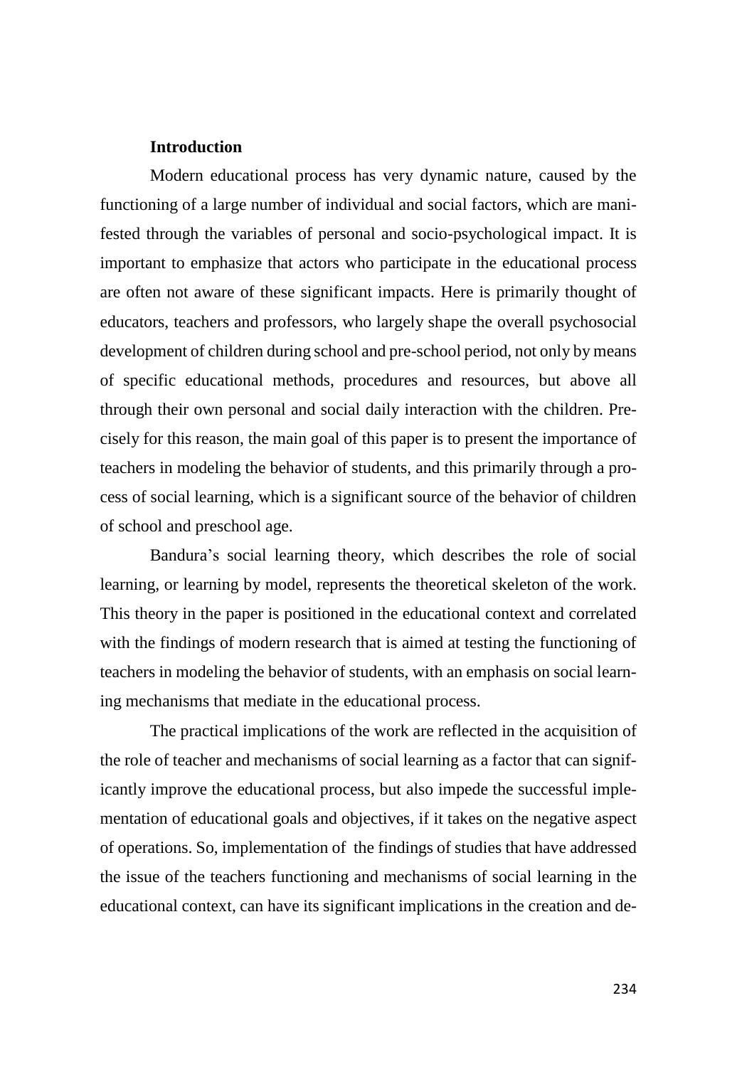**Introduction**

Modern educational process has very dynamic nature, caused by the functioning of a large number of individual and social factors, which are manifested through the variables of personal and socio-psychological impact. It is important to emphasize that actors who participate in the educational process are often not aware of these significant impacts. Here is primarily thought of educators, teachers and professors, who largely shape the overall psychosocial development of children during school and pre-school period, not only by means of specific educational methods, procedures and resources, but above all through their own personal and social daily interaction with the children. Precisely for this reason, the main goal of this paper is to present the importance of teachers in modeling the behavior of students, and this primarily through a process of social learning, which is a significant source of the behavior of children of school and preschool age.

Bandura's social learning theory, which describes the role of social learning, or learning by model, represents the theoretical skeleton of the work. This theory in the paper is positioned in the educational context and correlated with the findings of modern research that is aimed at testing the functioning of teachers in modeling the behavior of students, with an emphasis on social learning mechanisms that mediate in the educational process.

The practical implications of the work are reflected in the acquisition of the role of teacher and mechanisms of social learning as a factor that can significantly improve the educational process, but also impede the successful implementation of educational goals and objectives, if it takes on the negative aspect of operations. So, implementation of the findings of studies that have addressed the issue of the teachers functioning and mechanisms of social learning in the educational context, can have its significant implications in the creation and de-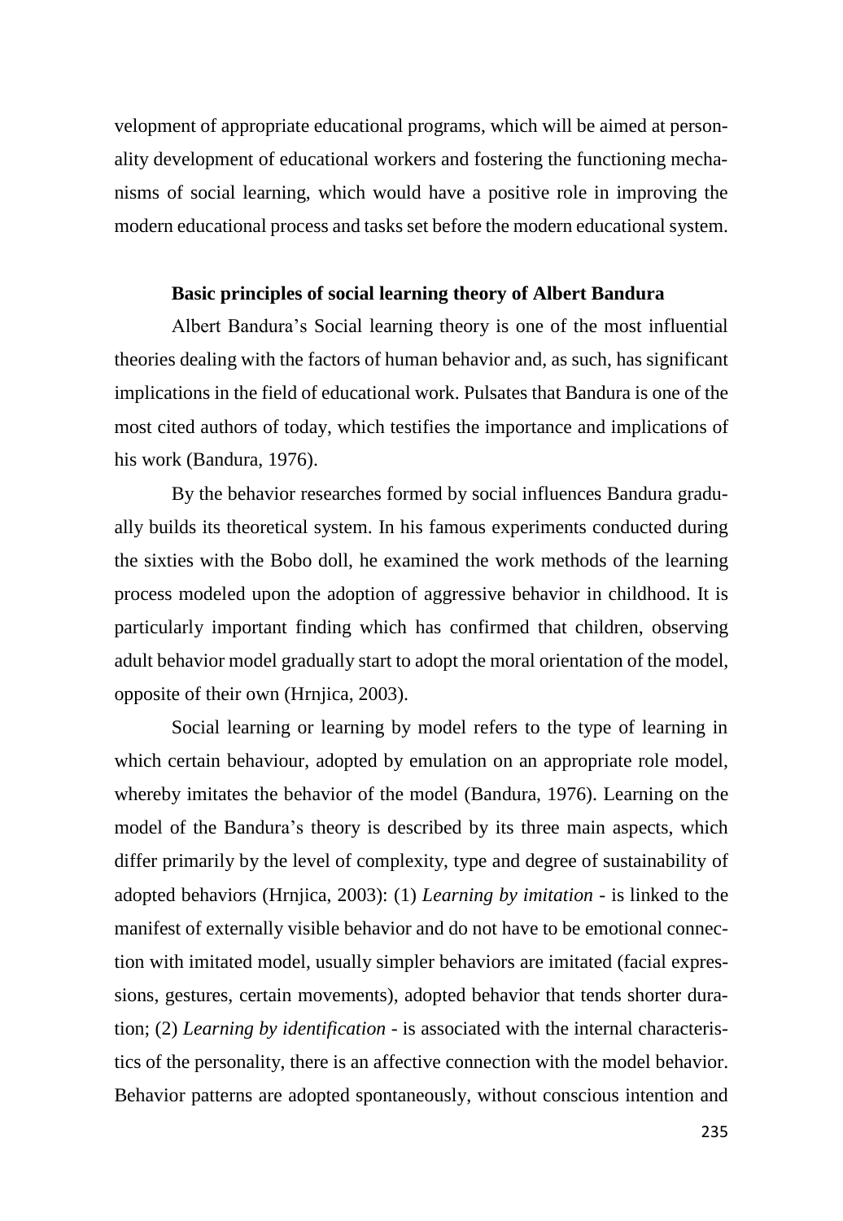velopment of appropriate educational programs, which will be aimed at personality development of educational workers and fostering the functioning mechanisms of social learning, which would have a positive role in improving the modern educational process and tasks set before the modern educational system.

**Basic principles of social learning theory of Albert Bandura**

Albert Bandura's Social learning theory is one of the most influential theories dealing with the factors of human behavior and, as such, has significant implications in the field of educational work. Pulsates that Bandura is one of the most cited authors of today, which testifies the importance and implications of his work (Bandura, 1976).

By the behavior researches formed by social influences Bandura gradually builds its theoretical system. In his famous experiments conducted during the sixties with the Bobo doll, he examined the work methods of the learning process modeled upon the adoption of aggressive behavior in childhood. It is particularly important finding which has confirmed that children, observing adult behavior model gradually start to adopt the moral orientation of the model, opposite of their own (Hrnjica, 2003).

Social learning or learning by model refers to the type of learning in which certain behaviour, adopted by emulation on an appropriate role model, whereby imitates the behavior of the model (Bandura, 1976). Learning on the model of the Bandura's theory is described by its three main aspects, which differ primarily by the level of complexity, type and degree of sustainability of adopted behaviors (Hrnjica, 2003): (1) *Learning by imitation* - is linked to the manifest of externally visible behavior and do not have to be emotional connection with imitated model, usually simpler behaviors are imitated (facial expressions, gestures, certain movements), adopted behavior that tends shorter duration; (2) *Learning by identification* - is associated with the internal characteristics of the personality, there is an affective connection with the model behavior. Behavior patterns are adopted spontaneously, without conscious intention and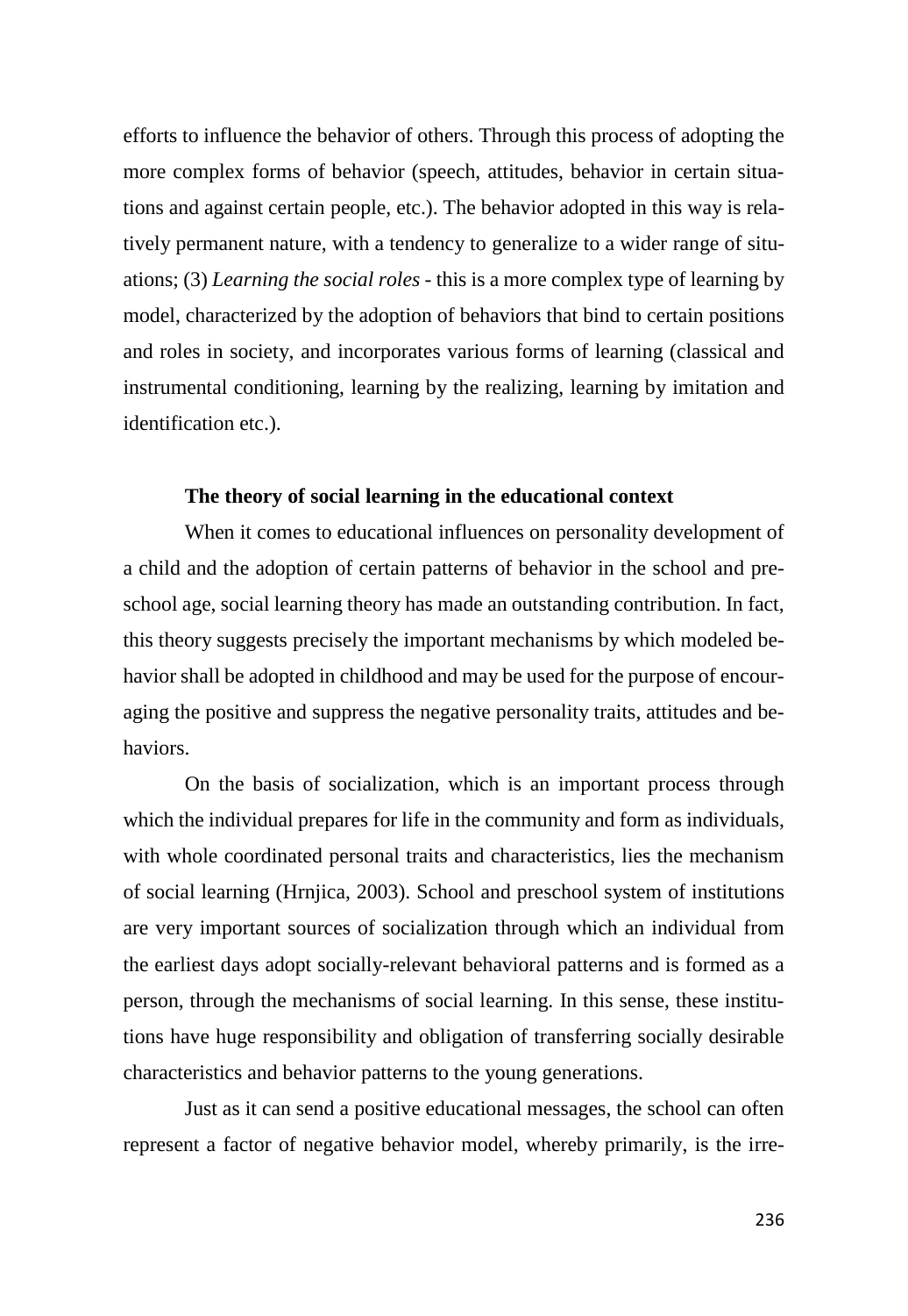efforts to influence the behavior of others. Through this process of adopting the more complex forms of behavior (speech, attitudes, behavior in certain situations and against certain people, etc.). The behavior adopted in this way is relatively permanent nature, with a tendency to generalize to a wider range of situations; (3) *Learning the social roles* - this is a more complex type of learning by model, characterized by the adoption of behaviors that bind to certain positions and roles in society, and incorporates various forms of learning (classical and instrumental conditioning, learning by the realizing, learning by imitation and identification etc.).

### The theory of social learning in the educational context

When it comes to educational influences on personality development of a child and the adoption of certain patterns of behavior in the school and preschool age, social learning theory has made an outstanding contribution. In fact, this theory suggests precisely the important mechanisms by which modeled behavior shall be adopted in childhood and may be used for the purpose of encouraging the positive and suppress the negative personality traits, attitudes and behaviors.

On the basis of socialization, which is an important process through which the individual prepares for life in the community and form as individuals, with whole coordinated personal traits and characteristics, lies the mechanism of social learning (Hrnjica, 2003). School and preschool system of institutions are very important sources of socialization through which an individual from the earliest days adopt socially-relevant behavioral patterns and is formed as a person, through the mechanisms of social learning. In this sense, these institutions have huge responsibility and obligation of transferring socially desirable characteristics and behavior patterns to the young generations.

Just as it can send a positive educational messages, the school can often represent a factor of negative behavior model, whereby primarily, is the irre-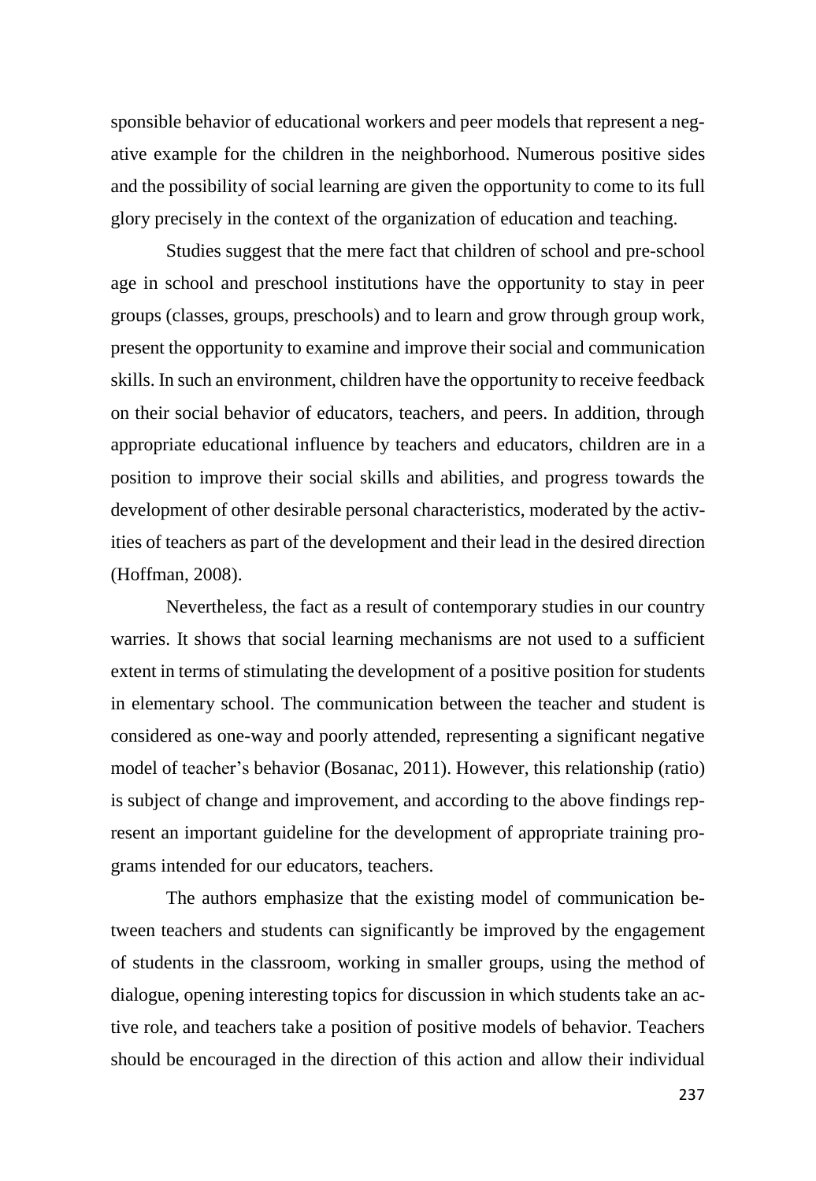sponsible behavior of educational workers and peer models that represent a negative example for the children in the neighborhood. Numerous positive sides and the possibility of social learning are given the opportunity to come to its full glory precisely in the context of the organization of education and teaching.

Studies suggest that the mere fact that children of school and pre-school age in school and preschool institutions have the opportunity to stay in peer groups (classes, groups, preschools) and to learn and grow through group work, present the opportunity to examine and improve their social and communication skills. In such an environment, children have the opportunity to receive feedback on their social behavior of educators, teachers, and peers. In addition, through appropriate educational influence by teachers and educators, children are in a position to improve their social skills and abilities, and progress towards the development of other desirable personal characteristics, moderated by the activities of teachers as part of the development and their lead in the desired direction (Hoffman, 2008).

Nevertheless, the fact as a result of contemporary studies in our country warries. It shows that social learning mechanisms are not used to a sufficient extent in terms of stimulating the development of a positive position for students in elementary school. The communication between the teacher and student is considered as one-way and poorly attended, representing a significant negative model of teacher's behavior (Bosanac, 2011). However, this relationship (ratio) is subject of change and improvement, and according to the above findings represent an important guideline for the development of appropriate training programs intended for our educators, teachers.

The authors emphasize that the existing model of communication between teachers and students can significantly be improved by the engagement of students in the classroom, working in smaller groups, using the method of dialogue, opening interesting topics for discussion in which students take an active role, and teachers take a position of positive models of behavior. Teachers should be encouraged in the direction of this action and allow their individual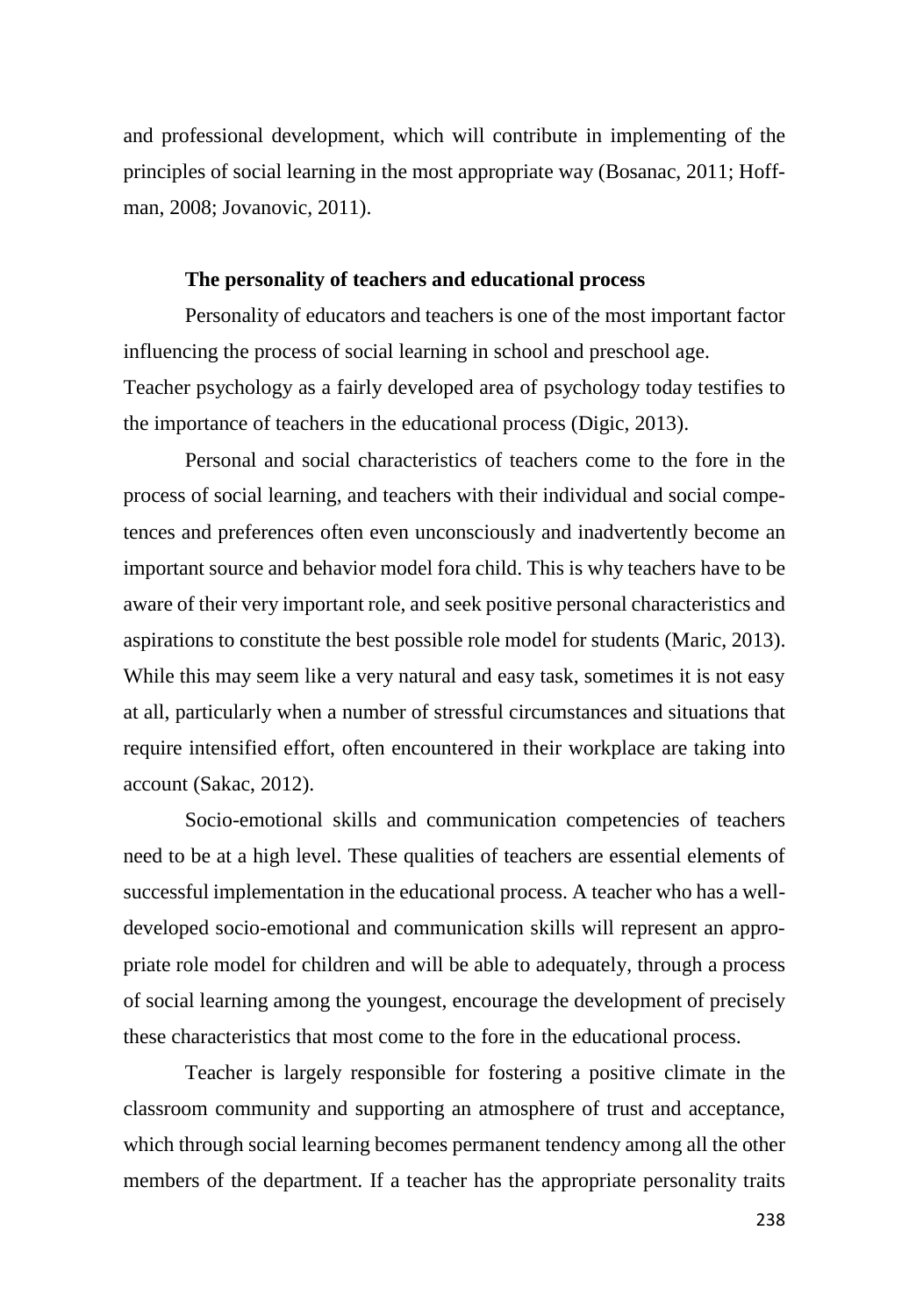and professional development, which will contribute in implementing of the principles of social learning in the most appropriate way (Bosanac, 2011; Hoffman, 2008; Jovanovic, 2011).

### The personality of teachers and educational process

Personality of educators and teachers is one of the most important factor influencing the process of social learning in school and preschool age. Teacher psychology as a fairly developed area of psychology today testifies to the importance of teachers in the educational process (Digic, 2013).

Personal and social characteristics of teachers come to the fore in the process of social learning, and teachers with their individual and social competences and preferences often even unconsciously and inadvertently become an important source and behavior model fora child. This is why teachers have to be aware of their very important role, and seek positive personal characteristics and aspirations to constitute the best possible role model for students (Maric, 2013). While this may seem like a very natural and easy task, sometimes it is not easy at all, particularly when a number of stressful circumstances and situations that require intensified effort, often encountered in their workplace are taking into account (Sakac, 2012).

Socio-emotional skills and communication competencies of teachers need to be at a high level. These qualities of teachers are essential elements of successful implementation in the educational process. A teacher who has a well-developed socio-emotional and communication skills will represent an appropriate role model for children and will be able to adequately, through a process of social learning among the youngest, encourage the development of precisely these characteristics that most come to the fore in the educational process.

Teacher is largely responsible for fostering a positive climate in the classroom community and supporting an atmosphere of trust and acceptance, which through social learning becomes permanent tendency among all the other members of the department. If a teacher has the appropriate personality traits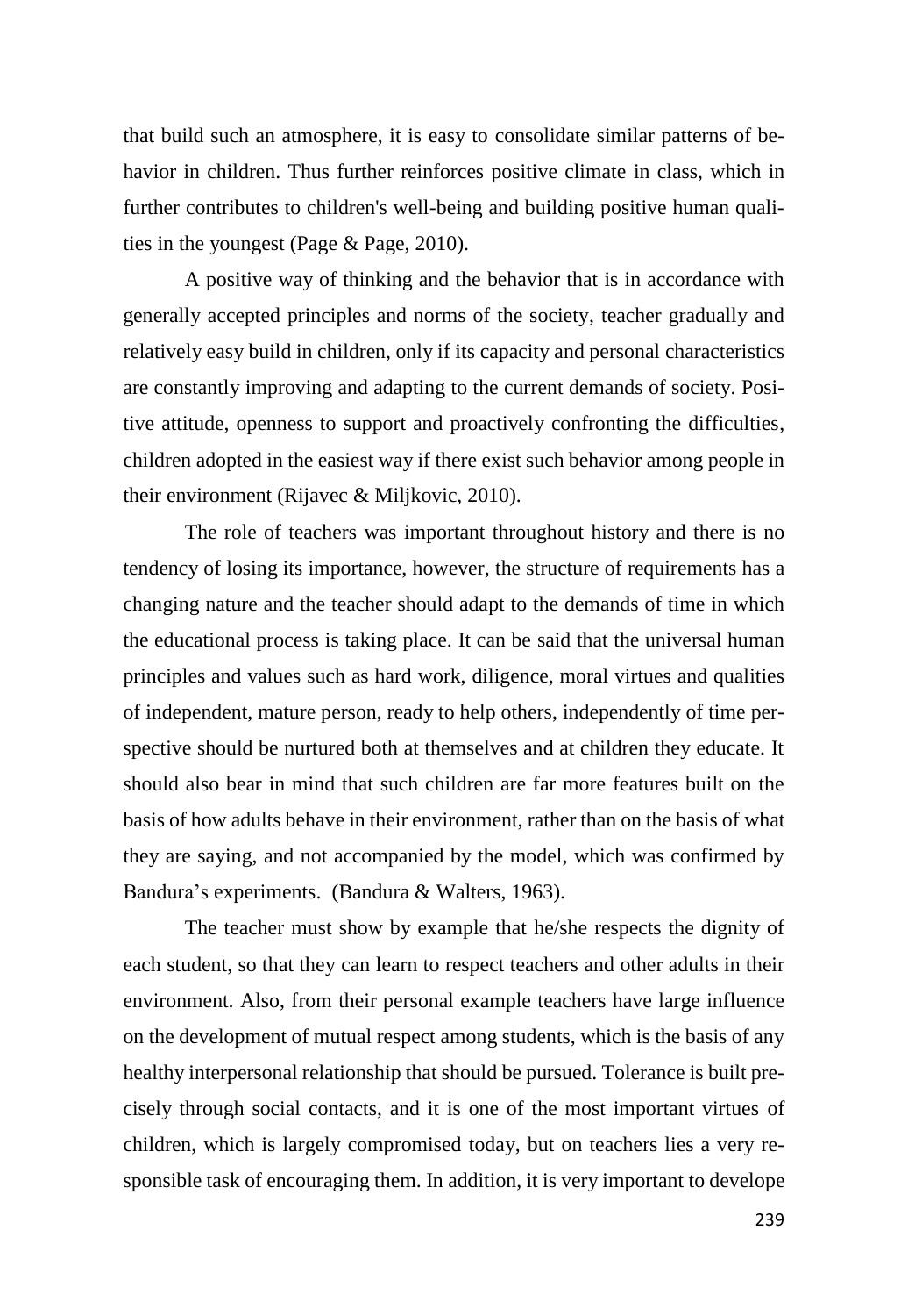that build such an atmosphere, it is easy to consolidate similar patterns of behavior in children. Thus further reinforces positive climate in class, which in further contributes to children's well-being and building positive human qualities in the youngest (Page & Page, 2010).

A positive way of thinking and the behavior that is in accordance with generally accepted principles and norms of the society, teacher gradually and relatively easy build in children, only if its capacity and personal characteristics are constantly improving and adapting to the current demands of society. Positive attitude, openness to support and proactively confronting the difficulties, children adopted in the easiest way if there exist such behavior among people in their environment (Rijavec & Miljkovic, 2010).

The role of teachers was important throughout history and there is no tendency of losing its importance, however, the structure of requirements has a changing nature and the teacher should adapt to the demands of time in which the educational process is taking place. It can be said that the universal human principles and values such as hard work, diligence, moral virtues and qualities of independent, mature person, ready to help others, independently of time perspective should be nurtured both at themselves and at children they educate. It should also bear in mind that such children are far more features built on the basis of how adults behave in their environment, rather than on the basis of what they are saying, and not accompanied by the model, which was confirmed by Bandura's experiments. (Bandura & Walters, 1963).

The teacher must show by example that he/she respects the dignity of each student, so that they can learn to respect teachers and other adults in their environment. Also, from their personal example teachers have large influence on the development of mutual respect among students, which is the basis of any healthy interpersonal relationship that should be pursued. Tolerance is built precisely through social contacts, and it is one of the most important virtues of children, which is largely compromised today, but on teachers lies a very responsible task of encouraging them. In addition, it is very important to develope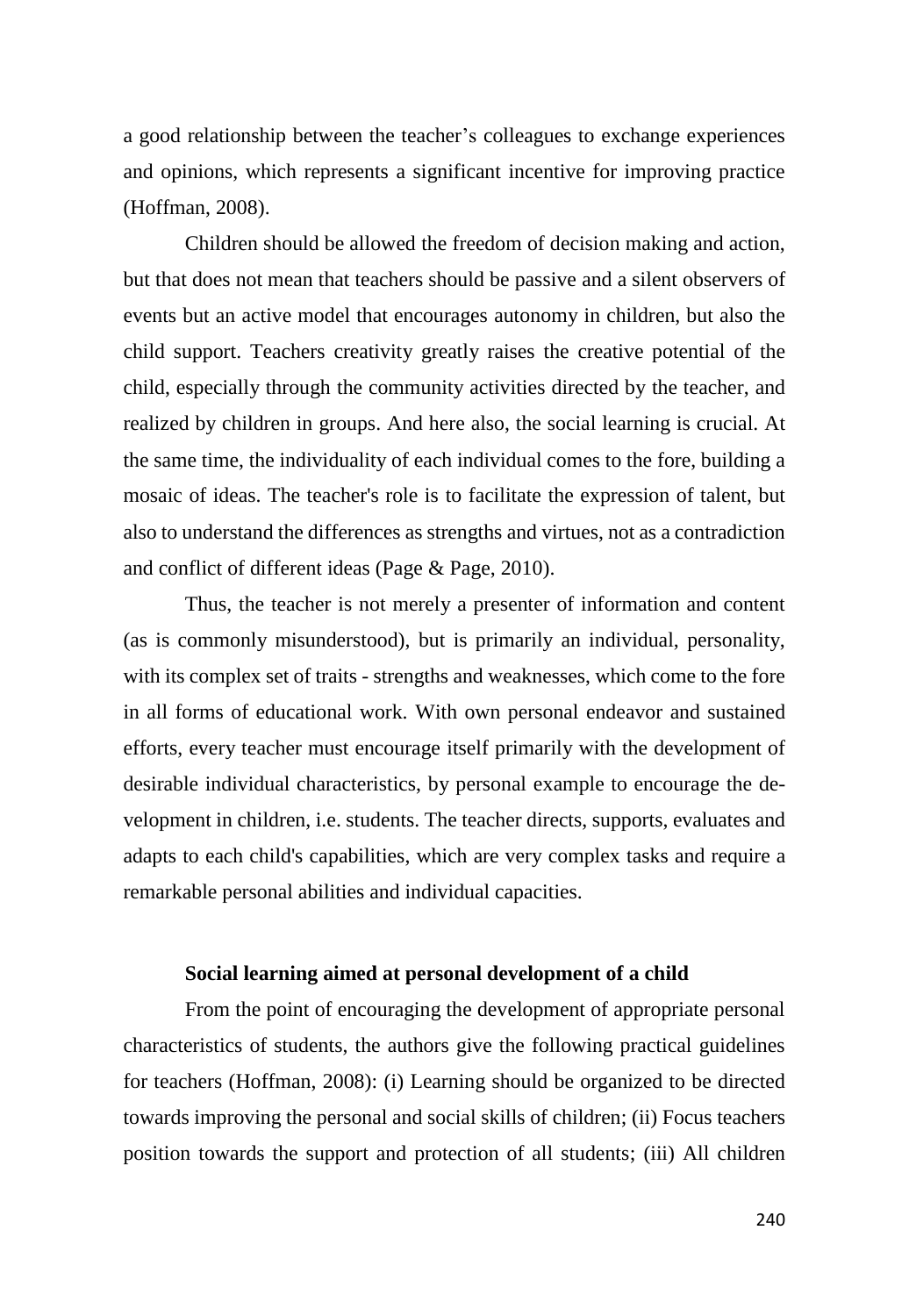a good relationship between the teacher's colleagues to exchange experiences and opinions, which represents a significant incentive for improving practice (Hoffman, 2008).

Children should be allowed the freedom of decision making and action, but that does not mean that teachers should be passive and a silent observers of events but an active model that encourages autonomy in children, but also the child support. Teachers creativity greatly raises the creative potential of the child, especially through the community activities directed by the teacher, and realized by children in groups. And here also, the social learning is crucial. At the same time, the individuality of each individual comes to the fore, building a mosaic of ideas. The teacher's role is to facilitate the expression of talent, but also to understand the differences as strengths and virtues, not as a contradiction and conflict of different ideas (Page & Page, 2010).

Thus, the teacher is not merely a presenter of information and content (as is commonly misunderstood), but is primarily an individual, personality, with its complex set of traits - strengths and weaknesses, which come to the fore in all forms of educational work. With own personal endeavor and sustained efforts, every teacher must encourage itself primarily with the development of desirable individual characteristics, by personal example to encourage the development in children, i.e. students. The teacher directs, supports, evaluates and adapts to each child's capabilities, which are very complex tasks and require a remarkable personal abilities and individual capacities.

**Social learning aimed at personal development of a child**

From the point of encouraging the development of appropriate personal characteristics of students, the authors give the following practical guidelines for teachers (Hoffman, 2008): (i) Learning should be organized to be directed towards improving the personal and social skills of children; (ii) Focus teachers position towards the support and protection of all students; (iii) All children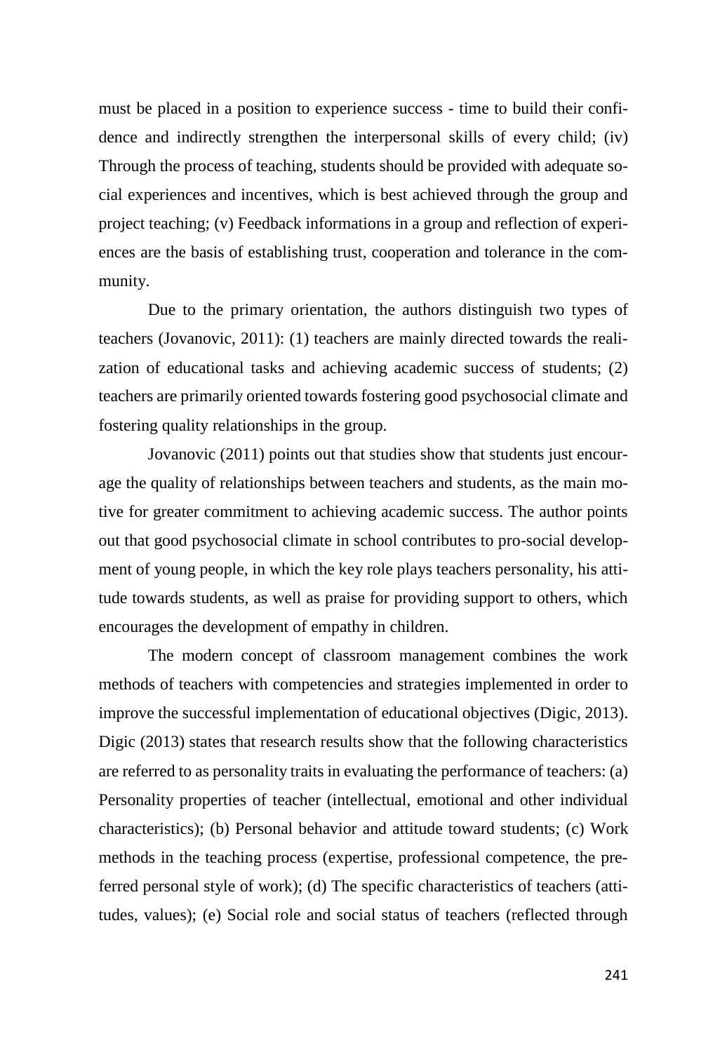must be placed in a position to experience success - time to build their confidence and indirectly strengthen the interpersonal skills of every child; (iv) Through the process of teaching, students should be provided with adequate social experiences and incentives, which is best achieved through the group and project teaching; (v) Feedback informations in a group and reflection of experiences are the basis of establishing trust, cooperation and tolerance in the community.

Due to the primary orientation, the authors distinguish two types of teachers (Jovanovic, 2011): (1) teachers are mainly directed towards the realization of educational tasks and achieving academic success of students; (2) teachers are primarily oriented towards fostering good psychosocial climate and fostering quality relationships in the group.

Jovanovic (2011) points out that studies show that students just encourage the quality of relationships between teachers and students, as the main motive for greater commitment to achieving academic success. The author points out that good psychosocial climate in school contributes to pro-social development of young people, in which the key role plays teachers personality, his attitude towards students, as well as praise for providing support to others, which encourages the development of empathy in children.

The modern concept of classroom management combines the work methods of teachers with competencies and strategies implemented in order to improve the successful implementation of educational objectives (Digic, 2013). Digic (2013) states that research results show that the following characteristics are referred to as personality traits in evaluating the performance of teachers: (a) Personality properties of teacher (intellectual, emotional and other individual characteristics); (b) Personal behavior and attitude toward students; (c) Work methods in the teaching process (expertise, professional competence, the preferred personal style of work); (d) The specific characteristics of teachers (attitudes, values); (e) Social role and social status of teachers (reflected through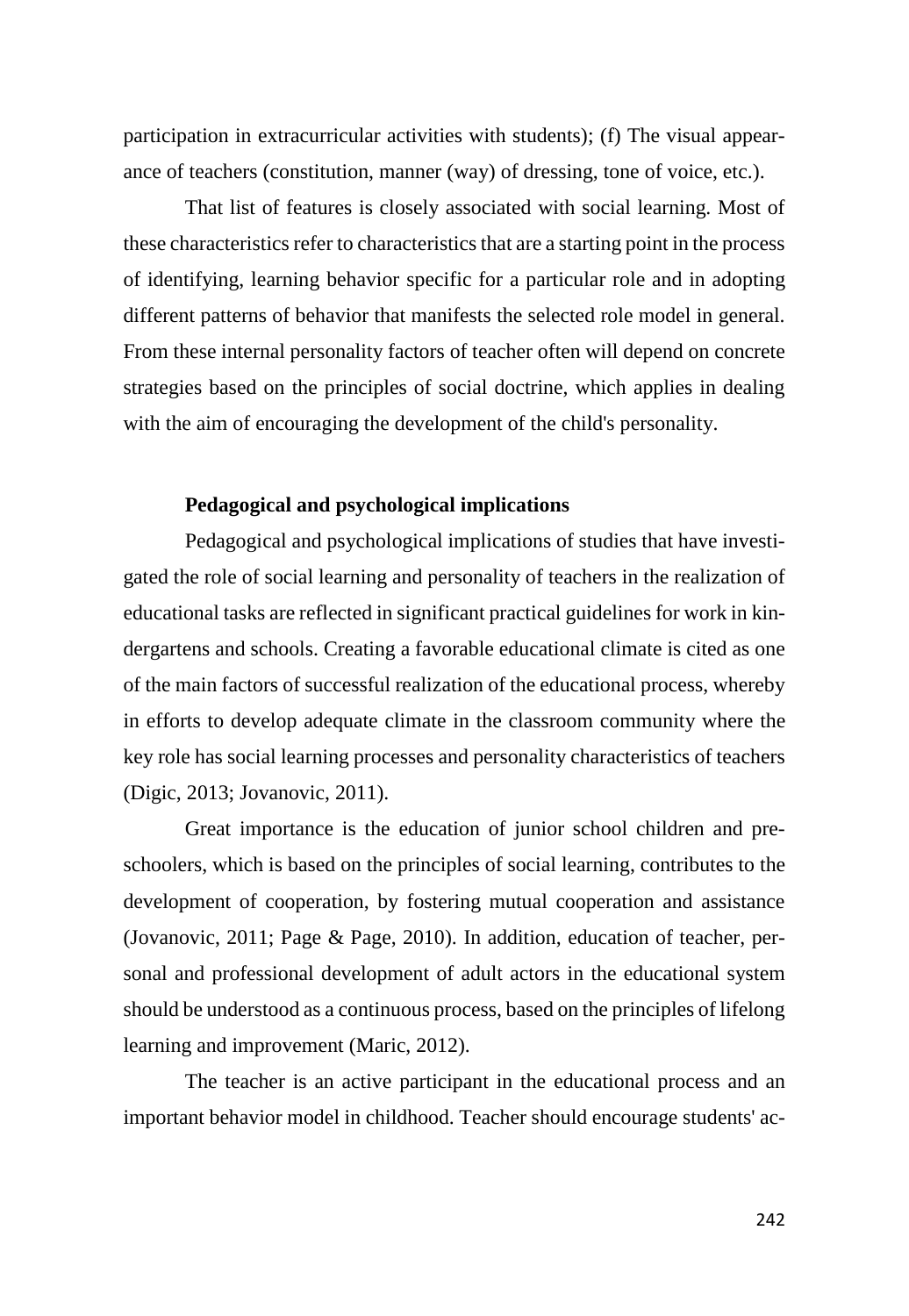participation in extracurricular activities with students); (f) The visual appearance of teachers (constitution, manner (way) of dressing, tone of voice, etc.).

That list of features is closely associated with social learning. Most of these characteristics refer to characteristics that are a starting point in the process of identifying, learning behavior specific for a particular role and in adopting different patterns of behavior that manifests the selected role model in general. From these internal personality factors of teacher often will depend on concrete strategies based on the principles of social doctrine, which applies in dealing with the aim of encouraging the development of the child's personality.

**Pedagogical and psychological implications**

Pedagogical and psychological implications of studies that have investigated the role of social learning and personality of teachers in the realization of educational tasks are reflected in significant practical guidelines for work in kindergartens and schools. Creating a favorable educational climate is cited as one of the main factors of successful realization of the educational process, whereby in efforts to develop adequate climate in the classroom community where the key role has social learning processes and personality characteristics of teachers (Digic, 2013; Jovanovic, 2011).

Great importance is the education of junior school children and preschoolers, which is based on the principles of social learning, contributes to the development of cooperation, by fostering mutual cooperation and assistance (Jovanovic, 2011; Page & Page, 2010). In addition, education of teacher, personal and professional development of adult actors in the educational system should be understood as a continuous process, based on the principles of lifelong learning and improvement (Maric, 2012).

The teacher is an active participant in the educational process and an important behavior model in childhood. Teacher should encourage students' ac-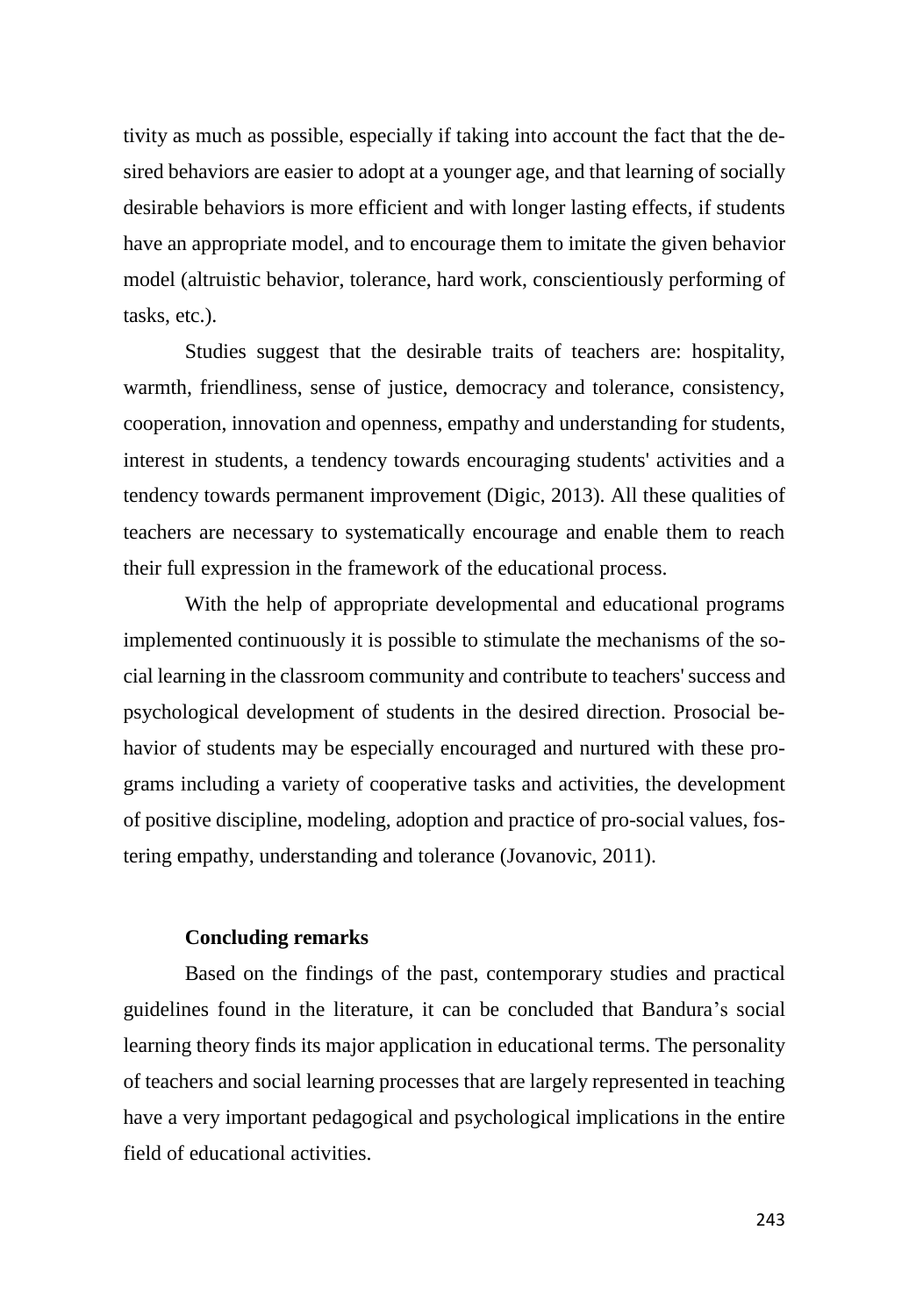tivity as much as possible, especially if taking into account the fact that the desired behaviors are easier to adopt at a younger age, and that learning of socially desirable behaviors is more efficient and with longer lasting effects, if students have an appropriate model, and to encourage them to imitate the given behavior model (altruistic behavior, tolerance, hard work, conscientiously performing of tasks, etc.).

Studies suggest that the desirable traits of teachers are: hospitality, warmth, friendliness, sense of justice, democracy and tolerance, consistency, cooperation, innovation and openness, empathy and understanding for students, interest in students, a tendency towards encouraging students' activities and a tendency towards permanent improvement (Digic, 2013). All these qualities of teachers are necessary to systematically encourage and enable them to reach their full expression in the framework of the educational process.

With the help of appropriate developmental and educational programs implemented continuously it is possible to stimulate the mechanisms of the social learning in the classroom community and contribute to teachers' success and psychological development of students in the desired direction. Prosocial behavior of students may be especially encouraged and nurtured with these programs including a variety of cooperative tasks and activities, the development of positive discipline, modeling, adoption and practice of pro-social values, fostering empathy, understanding and tolerance (Jovanovic, 2011).

**Concluding remarks**

Based on the findings of the past, contemporary studies and practical guidelines found in the literature, it can be concluded that Bandura's social learning theory finds its major application in educational terms. The personality of teachers and social learning processes that are largely represented in teaching have a very important pedagogical and psychological implications in the entire field of educational activities.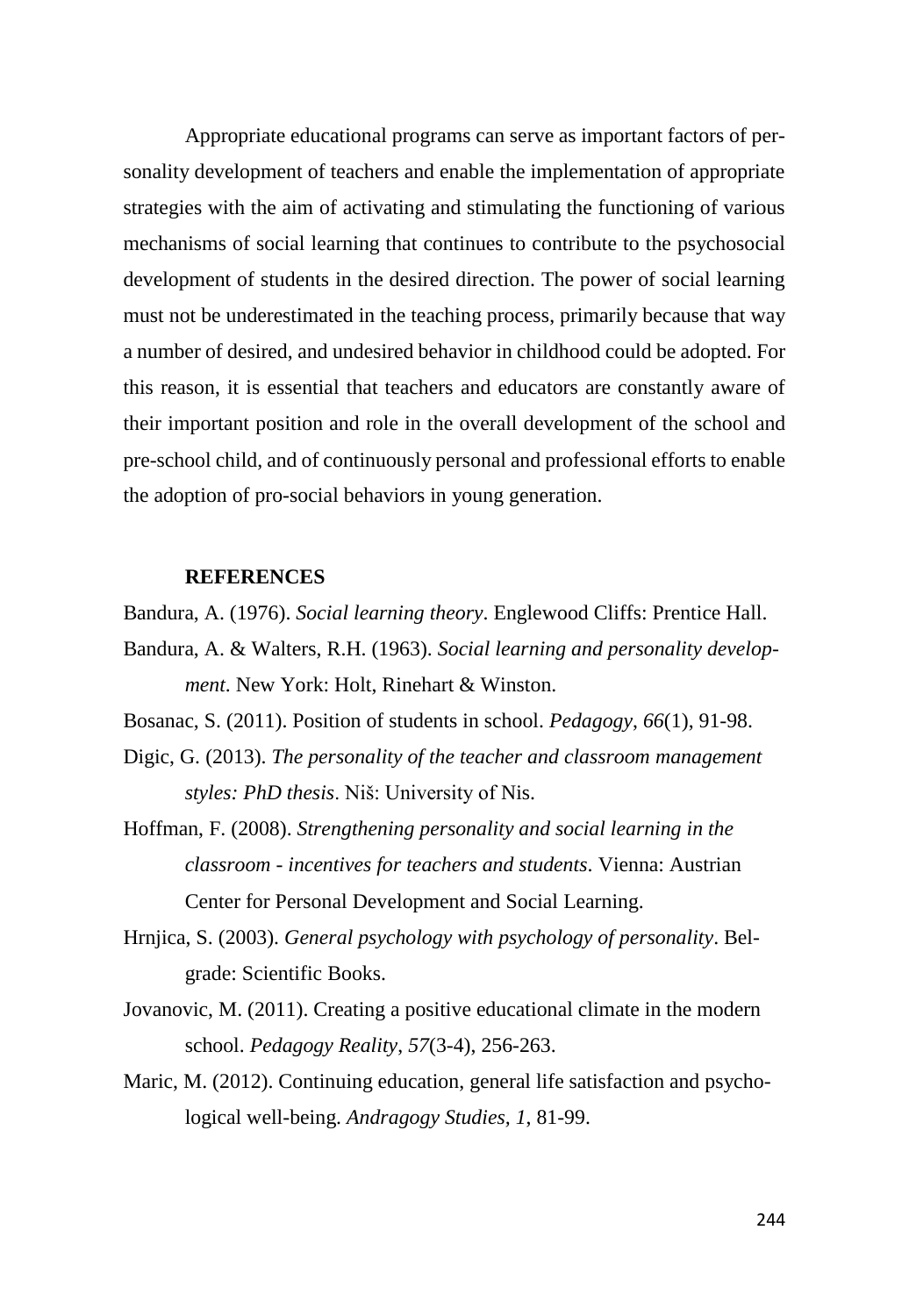Appropriate educational programs can serve as important factors of personality development of teachers and enable the implementation of appropriate strategies with the aim of activating and stimulating the functioning of various mechanisms of social learning that continues to contribute to the psychosocial development of students in the desired direction. The power of social learning must not be underestimated in the teaching process, primarily because that way a number of desired, and undesired behavior in childhood could be adopted. For this reason, it is essential that teachers and educators are constantly aware of their important position and role in the overall development of the school and pre-school child, and of continuously personal and professional efforts to enable the adoption of pro-social behaviors in young generation.

## REFERENCES

Bandura, A. (1976). *Social learning theory*. Englewood Cliffs: Prentice Hall.

Bandura, A. & Walters, R.H. (1963). *Social learning and personality development*. New York: Holt, Rinehart & Winston.

Bosanac, S. (2011). Position of students in school. *Pedagogy*, *66*(1), 91-98.

Digic, G. (2013). *The personality of the teacher and classroom management styles: PhD thesis*. Niš: University of Nis.

Hoffman, F. (2008). *Strengthening personality and social learning in the classroom - incentives for teachers and students*. Vienna: Austrian Center for Personal Development and Social Learning.

Hrnjica, S. (2003). *General psychology with psychology of personality*. Belgrade: Scientific Books.

Jovanovic, M. (2011). Creating a positive educational climate in the modern school. *Pedagogy Reality*, *57*(3-4), 256-263.

Maric, M. (2012). Continuing education, general life satisfaction and psychological well-being. *Andragogy Studies*, *1*, 81-99.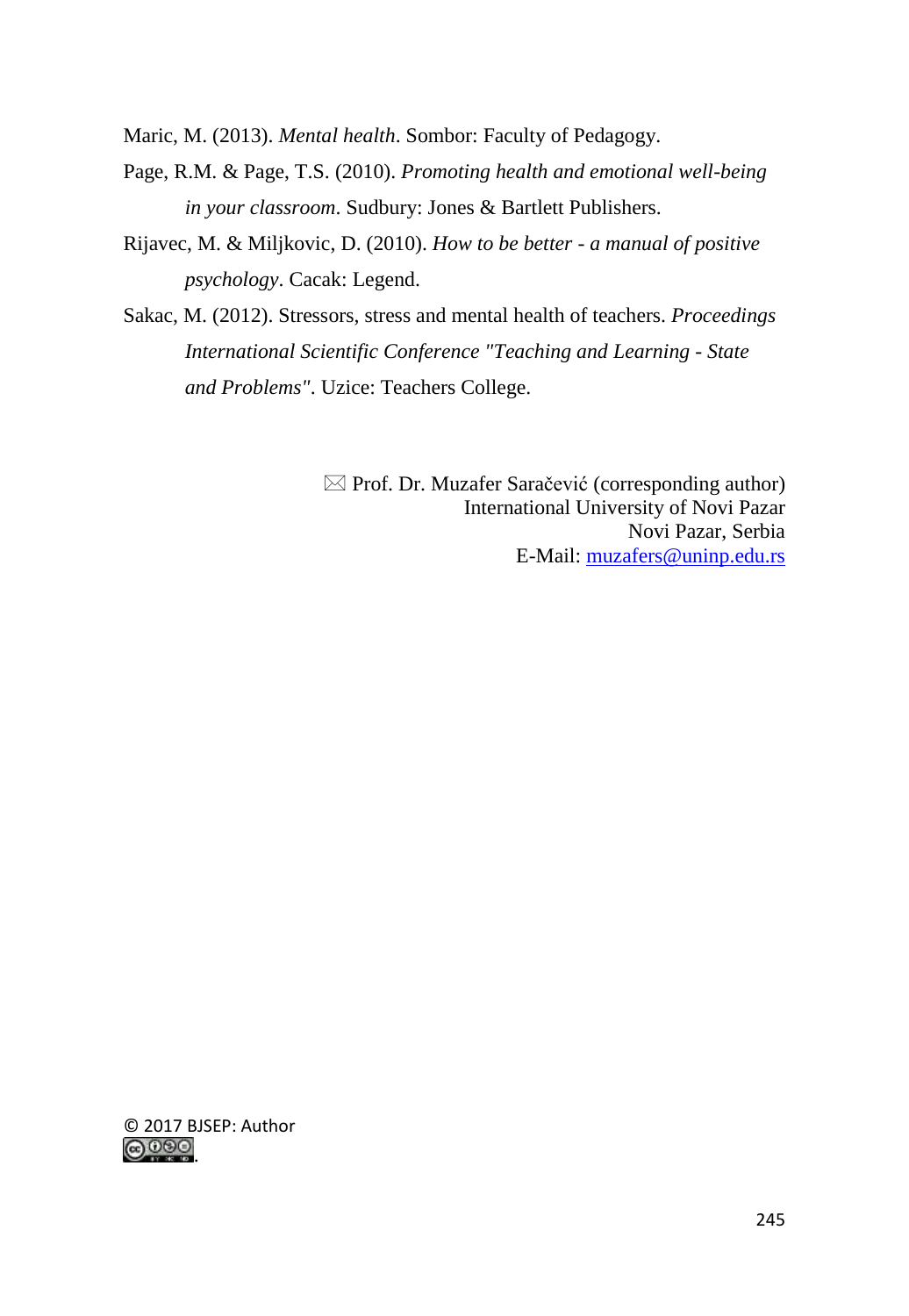Maric, M. (2013). *Mental health*. Sombor: Faculty of Pedagogy.

Page, R.M. & Page, T.S. (2010). *Promoting health and emotional well-being in your classroom*. Sudbury: Jones & Bartlett Publishers.

Rijavec, M. & Miljkovic, D. (2010). *How to be better - a manual of positive psychology*. Cacak: Legend.

Sakac, M. (2012). Stressors, stress and mental health of teachers. *Proceedings International Scientific Conference "Teaching and Learning - State and Problems"*. Uzice: Teachers College.

✉ Prof. Dr. Muzafer Saračević (corresponding author)
International University of Novi Pazar
Novi Pazar, Serbia
E-Mail: muzafers@uninp.edu.rs

© 2017 BJSEP: Author